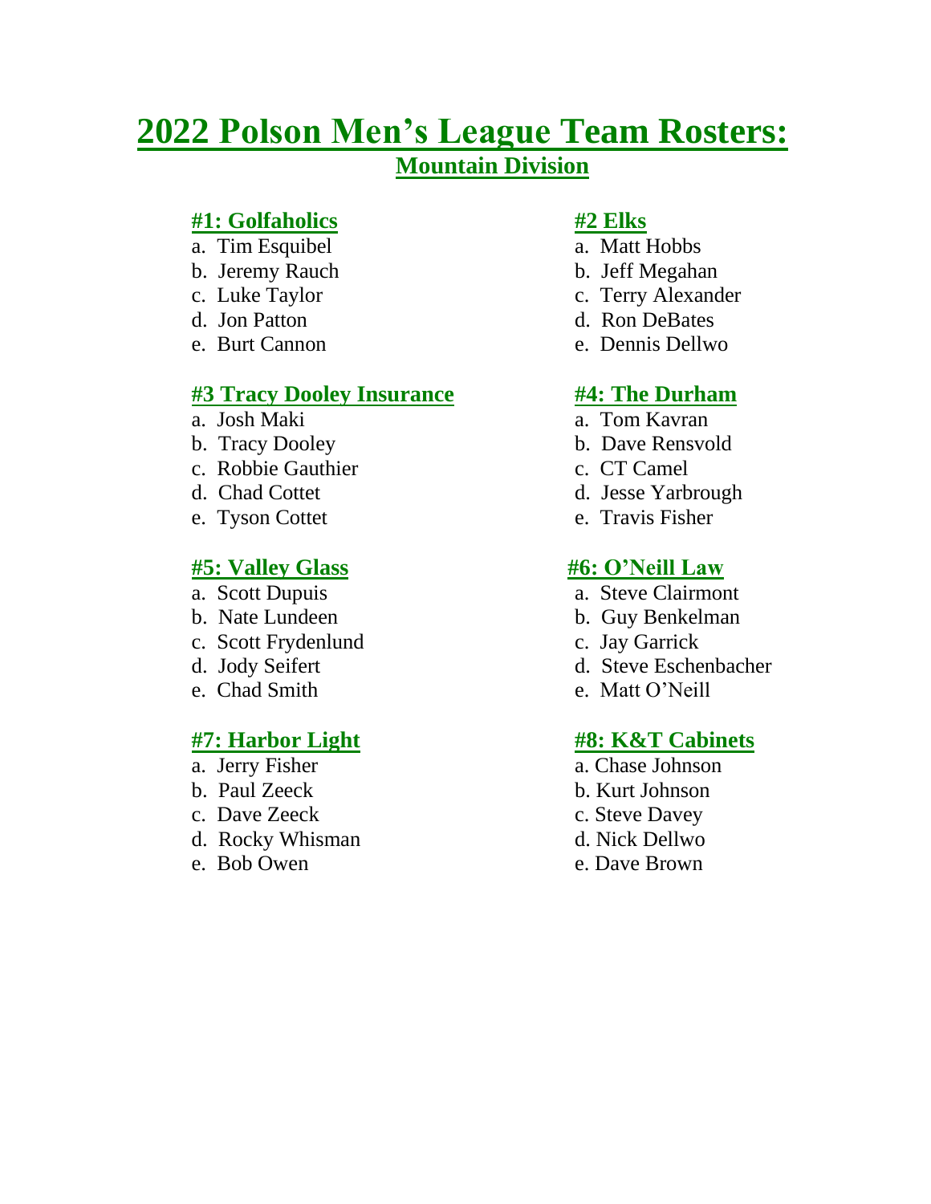# 2022 Polson Men's League Team Rosters:

## Mountain Division

### #1: Golfaholics

a. Tim Esquibel
b. Jeremy Rauch
c. Luke Taylor
d. Jon Patton
e. Burt Cannon

### #2 Elks

a. Matt Hobbs
b. Jeff Megahan
c. Terry Alexander
d. Ron DeBates
e. Dennis Dellwo

### #3 Tracy Dooley Insurance

a. Josh Maki
b. Tracy Dooley
c. Robbie Gauthier
d. Chad Cottet
e. Tyson Cottet

### #4: The Durham

a. Tom Kavran
b. Dave Rensvold
c. CT Camel
d. Jesse Yarbrough
e. Travis Fisher

### #5: Valley Glass

a. Scott Dupuis
b. Nate Lundeen
c. Scott Frydenlund
d. Jody Seifert
e. Chad Smith

### #6: O'Neill Law

a. Steve Clairmont
b. Guy Benkelman
c. Jay Garrick
d. Steve Eschenbacher
e. Matt O'Neill

### #7: Harbor Light

a. Jerry Fisher
b. Paul Zeeck
c. Dave Zeeck
d. Rocky Whisman
e. Bob Owen

### #8: K&T Cabinets

a. Chase Johnson
b. Kurt Johnson
c. Steve Davey
d. Nick Dellwo
e. Dave Brown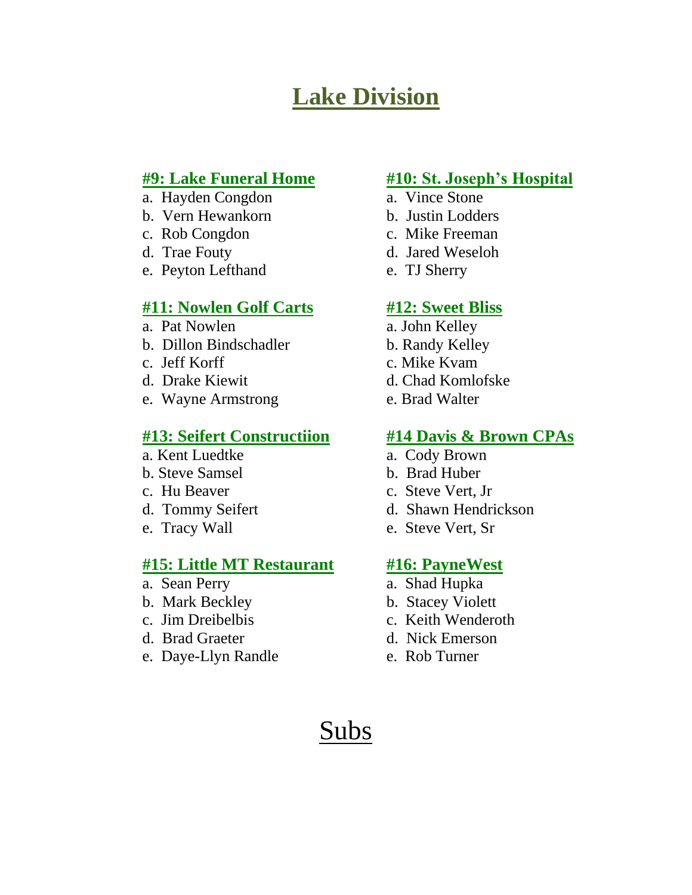# Lake Division

### #9: Lake Funeral Home

a. Hayden Congdon
b. Vern Hewankorn
c. Rob Congdon
d. Trae Fouty
e. Peyton Lefthand

### #10: St. Joseph's Hospital

a. Vince Stone
b. Justin Lodders
c. Mike Freeman
d. Jared Weseloh
e. TJ Sherry

### #11: Nowlen Golf Carts

a. Pat Nowlen
b. Dillon Bindschadler
c. Jeff Korff
d. Drake Kiewit
e. Wayne Armstrong

### #12: Sweet Bliss

a. John Kelley
b. Randy Kelley
c. Mike Kvam
d. Chad Komlofske
e. Brad Walter

### #13: Seifert Constructiion

a. Kent Luedtke
b. Steve Samsel
c. Hu Beaver
d. Tommy Seifert
e. Tracy Wall

### #14 Davis & Brown CPAs

a. Cody Brown
b. Brad Huber
c. Steve Vert, Jr
d. Shawn Hendrickson
e. Steve Vert, Sr

### #15: Little MT Restaurant

a. Sean Perry
b. Mark Beckley
c. Jim Dreibelbis
d. Brad Graeter
e. Daye-Llyn Randle

### #16: PayneWest

a. Shad Hupka
b. Stacey Violett
c. Keith Wenderoth
d. Nick Emerson
e. Rob Turner

# Subs